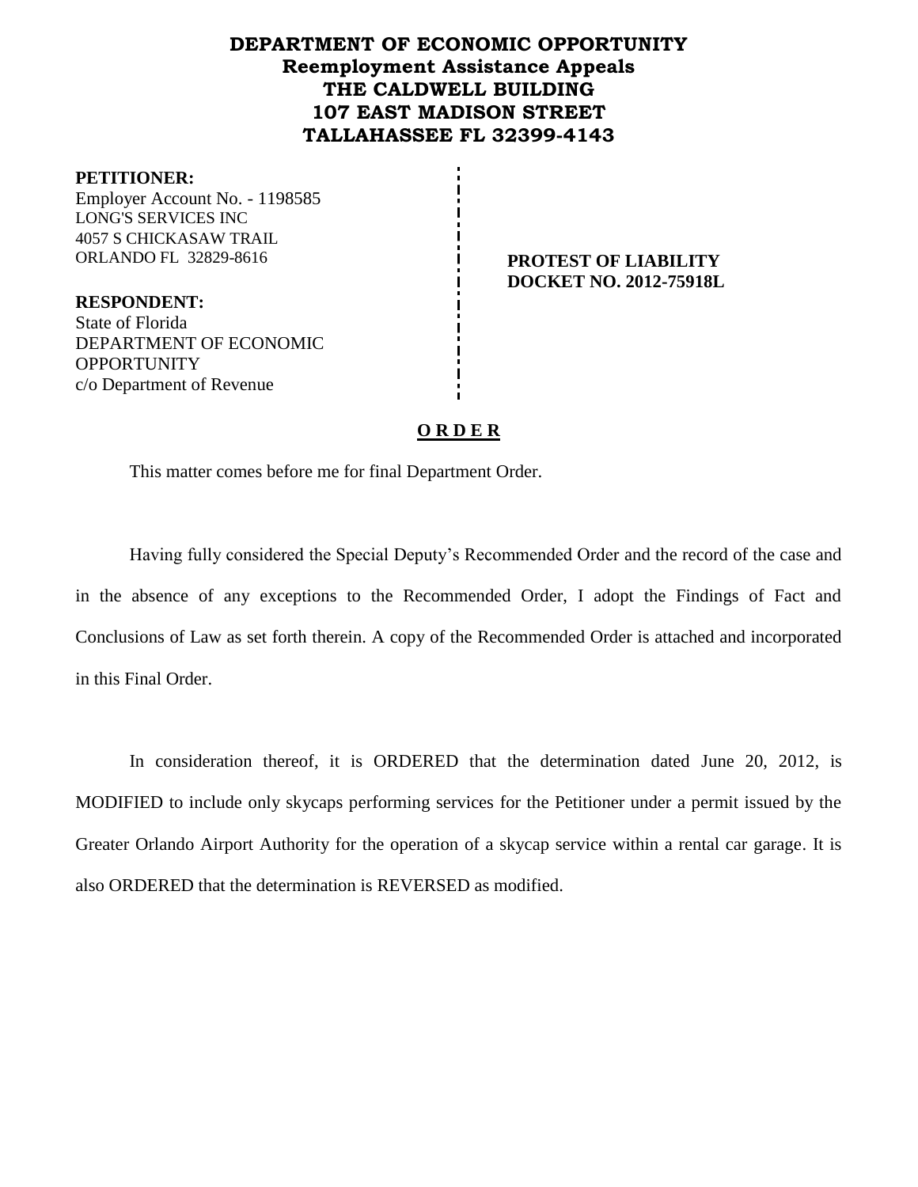# DEPARTMENT OF ECONOMIC OPPORTUNITY
## Reemployment Assistance Appeals
## THE CALDWELL BUILDING
## 107 EAST MADISON STREET
## TALLAHASSEE FL 32399-4143

**PETITIONER:**
Employer Account No. - 1198585
LONG'S SERVICES INC
4057 S CHICKASAW TRAIL
ORLANDO FL 32829-8616

**PROTEST OF LIABILITY**
**DOCKET NO. 2012-75918L**

**RESPONDENT:**
State of Florida
DEPARTMENT OF ECONOMIC OPPORTUNITY
c/o Department of Revenue

**O R D E R**

This matter comes before me for final Department Order.

Having fully considered the Special Deputy's Recommended Order and the record of the case and in the absence of any exceptions to the Recommended Order, I adopt the Findings of Fact and Conclusions of Law as set forth therein. A copy of the Recommended Order is attached and incorporated in this Final Order.

In consideration thereof, it is ORDERED that the determination dated June 20, 2012, is MODIFIED to include only skycaps performing services for the Petitioner under a permit issued by the Greater Orlando Airport Authority for the operation of a skycap service within a rental car garage. It is also ORDERED that the determination is REVERSED as modified.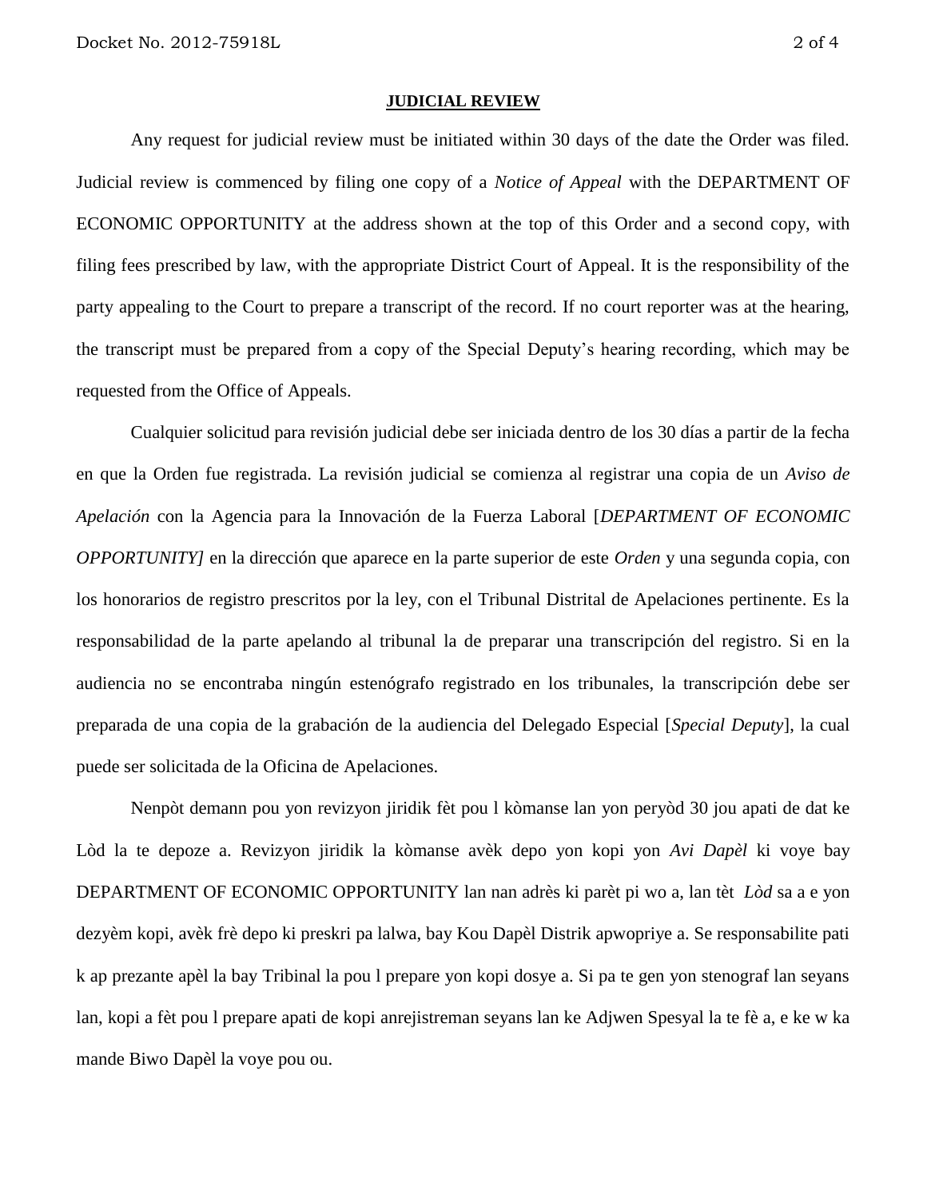**JUDICIAL REVIEW**

Any request for judicial review must be initiated within 30 days of the date the Order was filed. Judicial review is commenced by filing one copy of a *Notice of Appeal* with the DEPARTMENT OF ECONOMIC OPPORTUNITY at the address shown at the top of this Order and a second copy, with filing fees prescribed by law, with the appropriate District Court of Appeal. It is the responsibility of the party appealing to the Court to prepare a transcript of the record. If no court reporter was at the hearing, the transcript must be prepared from a copy of the Special Deputy's hearing recording, which may be requested from the Office of Appeals.

Cualquier solicitud para revisión judicial debe ser iniciada dentro de los 30 días a partir de la fecha en que la Orden fue registrada. La revisión judicial se comienza al registrar una copia de un *Aviso de Apelación* con la Agencia para la Innovación de la Fuerza Laboral [*DEPARTMENT OF ECONOMIC OPPORTUNITY]* en la dirección que aparece en la parte superior de este *Orden* y una segunda copia, con los honorarios de registro prescritos por la ley, con el Tribunal Distrital de Apelaciones pertinente. Es la responsabilidad de la parte apelando al tribunal la de preparar una transcripción del registro. Si en la audiencia no se encontraba ningún estenógrafo registrado en los tribunales, la transcripción debe ser preparada de una copia de la grabación de la audiencia del Delegado Especial [*Special Deputy*], la cual puede ser solicitada de la Oficina de Apelaciones.

Nenpòt demann pou yon revizyon jiridik fèt pou l kòmanse lan yon peryòd 30 jou apati de dat ke Lòd la te depoze a. Revizyon jiridik la kòmanse avèk depo yon kopi yon *Avi Dapèl* ki voye bay DEPARTMENT OF ECONOMIC OPPORTUNITY lan nan adrès ki parèt pi wo a, lan tèt *Lòd* sa a e yon dezyèm kopi, avèk frè depo ki preskri pa lalwa, bay Kou Dapèl Distrik apwopriye a. Se responsabilite pati k ap prezante apèl la bay Tribinal la pou l prepare yon kopi dosye a. Si pa te gen yon stenograf lan seyans lan, kopi a fèt pou l prepare apati de kopi anrejistreman seyans lan ke Adjwen Spesyal la te fè a, e ke w ka mande Biwo Dapèl la voye pou ou.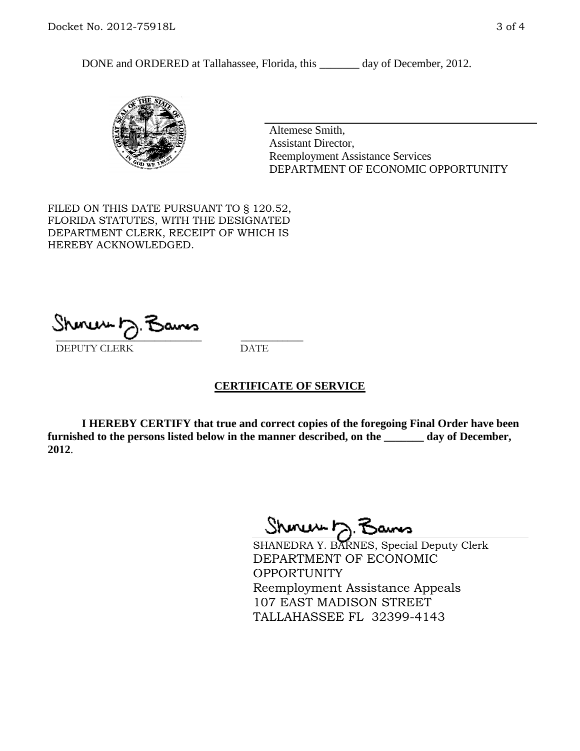DONE and ORDERED at Tallahassee, Florida, this _______ day of December, 2012.

Altemese Smith,
Assistant Director,
Reemployment Assistance Services
DEPARTMENT OF ECONOMIC OPPORTUNITY

FILED ON THIS DATE PURSUANT TO § 120.52, FLORIDA STATUTES, WITH THE DESIGNATED DEPARTMENT CLERK, RECEIPT OF WHICH IS HEREBY ACKNOWLEDGED.

DEPUTY CLERK        DATE

## CERTIFICATE OF SERVICE

**I HEREBY CERTIFY that true and correct copies of the foregoing Final Order have been furnished to the persons listed below in the manner described, on the _______ day of December, 2012**.

SHANEDRA Y. BARNES, Special Deputy Clerk
DEPARTMENT OF ECONOMIC OPPORTUNITY
Reemployment Assistance Appeals
107 EAST MADISON STREET
TALLAHASSEE FL 32399-4143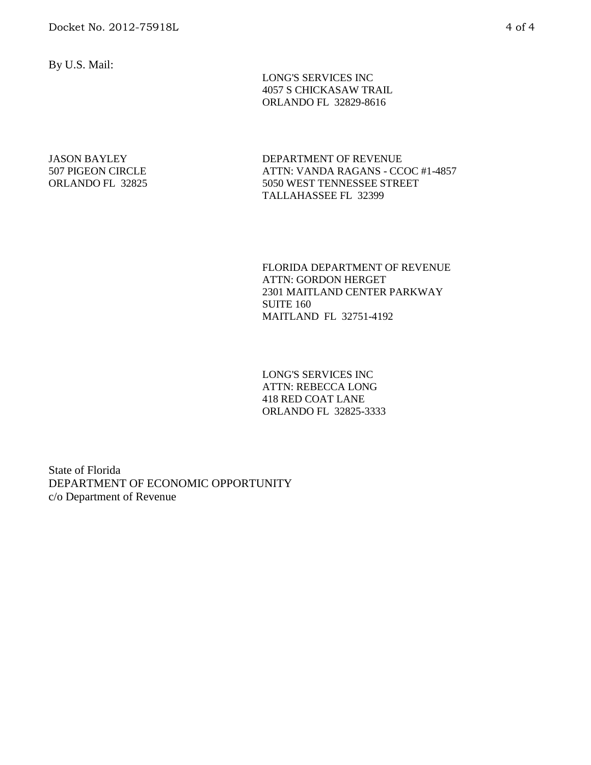By U.S. Mail:

LONG'S SERVICES INC
4057 S CHICKASAW TRAIL
ORLANDO FL 32829-8616

JASON BAYLEY
507 PIGEON CIRCLE
ORLANDO FL 32825

DEPARTMENT OF REVENUE
ATTN: VANDA RAGANS - CCOC #1-4857
5050 WEST TENNESSEE STREET
TALLAHASSEE FL 32399

FLORIDA DEPARTMENT OF REVENUE
ATTN: GORDON HERGET
2301 MAITLAND CENTER PARKWAY
SUITE 160
MAITLAND FL 32751-4192

LONG'S SERVICES INC
ATTN: REBECCA LONG
418 RED COAT LANE
ORLANDO FL 32825-3333

State of Florida
DEPARTMENT OF ECONOMIC OPPORTUNITY
c/o Department of Revenue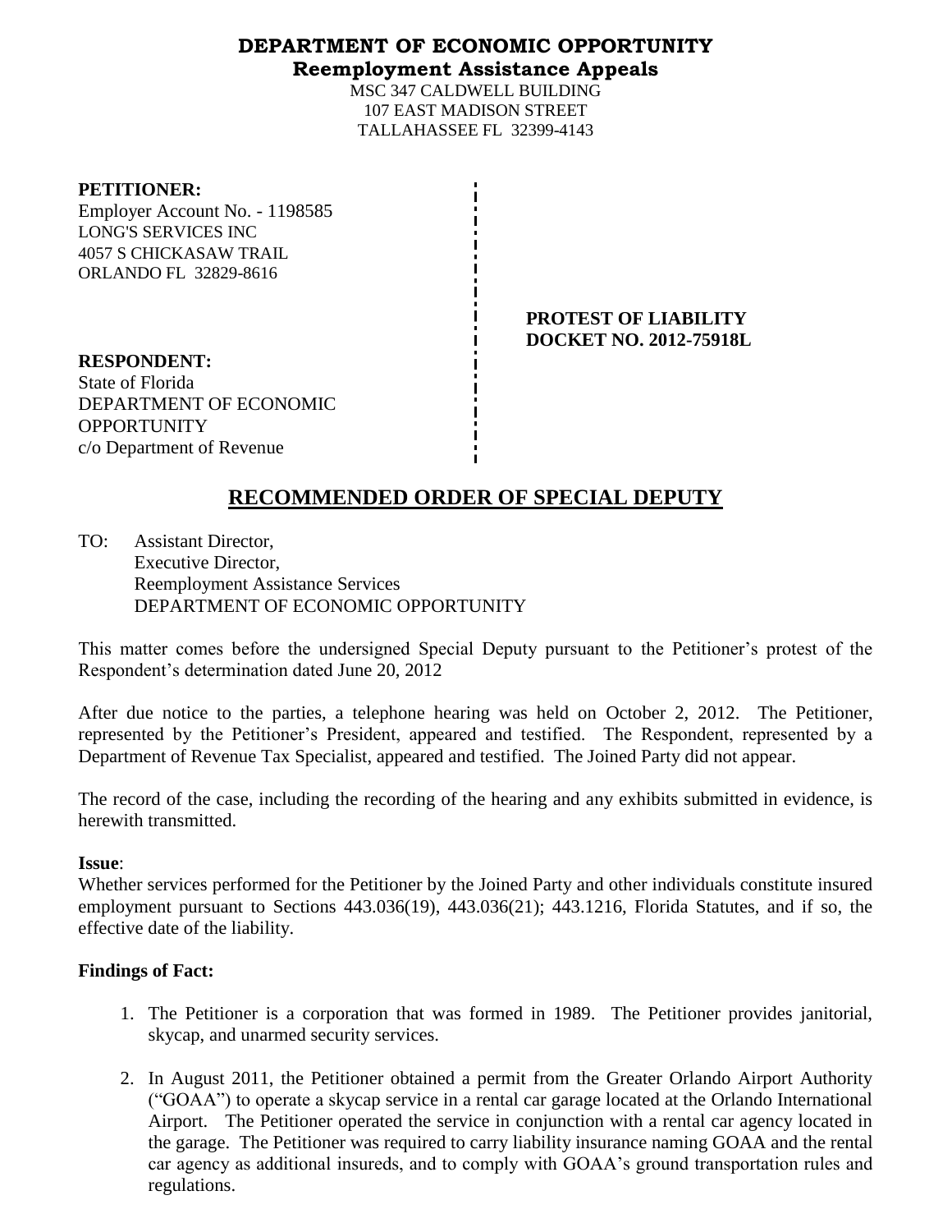# DEPARTMENT OF ECONOMIC OPPORTUNITY
## Reemployment Assistance Appeals

MSC 347 CALDWELL BUILDING
107 EAST MADISON STREET
TALLAHASSEE FL 32399-4143

**PETITIONER:**
Employer Account No. - 1198585
LONG'S SERVICES INC
4057 S CHICKASAW TRAIL
ORLANDO FL 32829-8616

**PROTEST OF LIABILITY**
**DOCKET NO. 2012-75918L**

**RESPONDENT:**
State of Florida
DEPARTMENT OF ECONOMIC OPPORTUNITY
c/o Department of Revenue

# RECOMMENDED ORDER OF SPECIAL DEPUTY

TO: Assistant Director,
Executive Director,
Reemployment Assistance Services
DEPARTMENT OF ECONOMIC OPPORTUNITY

This matter comes before the undersigned Special Deputy pursuant to the Petitioner's protest of the Respondent's determination dated June 20, 2012

After due notice to the parties, a telephone hearing was held on October 2, 2012. The Petitioner, represented by the Petitioner's President, appeared and testified. The Respondent, represented by a Department of Revenue Tax Specialist, appeared and testified. The Joined Party did not appear.

The record of the case, including the recording of the hearing and any exhibits submitted in evidence, is herewith transmitted.

**Issue**:
Whether services performed for the Petitioner by the Joined Party and other individuals constitute insured employment pursuant to Sections 443.036(19), 443.036(21); 443.1216, Florida Statutes, and if so, the effective date of the liability.

**Findings of Fact:**

1. The Petitioner is a corporation that was formed in 1989. The Petitioner provides janitorial, skycap, and unarmed security services.
2. In August 2011, the Petitioner obtained a permit from the Greater Orlando Airport Authority ("GOAA") to operate a skycap service in a rental car garage located at the Orlando International Airport. The Petitioner operated the service in conjunction with a rental car agency located in the garage. The Petitioner was required to carry liability insurance naming GOAA and the rental car agency as additional insureds, and to comply with GOAA's ground transportation rules and regulations.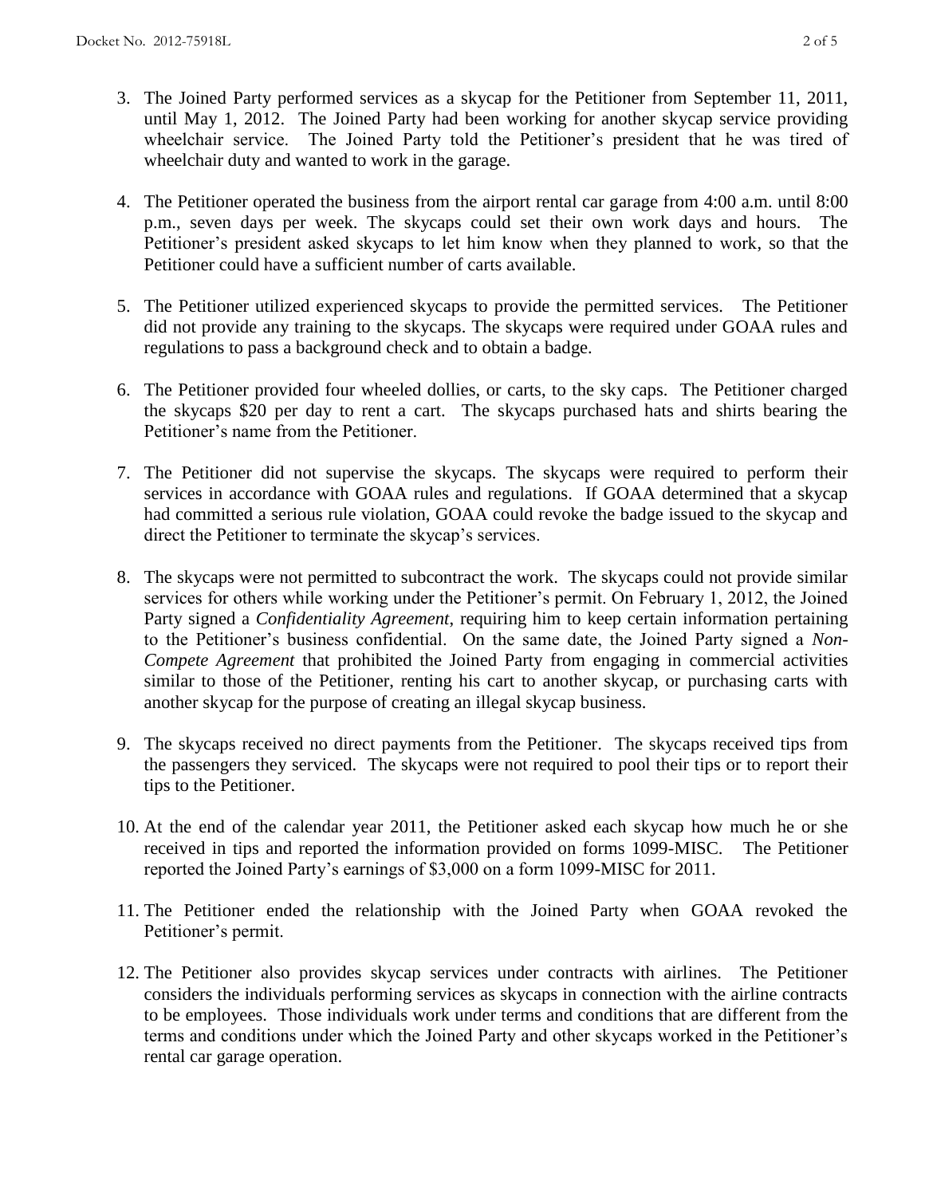3. The Joined Party performed services as a skycap for the Petitioner from September 11, 2011, until May 1, 2012. The Joined Party had been working for another skycap service providing wheelchair service. The Joined Party told the Petitioner's president that he was tired of wheelchair duty and wanted to work in the garage.

4. The Petitioner operated the business from the airport rental car garage from 4:00 a.m. until 8:00 p.m., seven days per week. The skycaps could set their own work days and hours. The Petitioner's president asked skycaps to let him know when they planned to work, so that the Petitioner could have a sufficient number of carts available.

5. The Petitioner utilized experienced skycaps to provide the permitted services. The Petitioner did not provide any training to the skycaps. The skycaps were required under GOAA rules and regulations to pass a background check and to obtain a badge.

6. The Petitioner provided four wheeled dollies, or carts, to the sky caps. The Petitioner charged the skycaps $20 per day to rent a cart. The skycaps purchased hats and shirts bearing the Petitioner's name from the Petitioner.

7. The Petitioner did not supervise the skycaps. The skycaps were required to perform their services in accordance with GOAA rules and regulations. If GOAA determined that a skycap had committed a serious rule violation, GOAA could revoke the badge issued to the skycap and direct the Petitioner to terminate the skycap's services.

8. The skycaps were not permitted to subcontract the work. The skycaps could not provide similar services for others while working under the Petitioner's permit. On February 1, 2012, the Joined Party signed a *Confidentiality Agreement*, requiring him to keep certain information pertaining to the Petitioner's business confidential. On the same date, the Joined Party signed a *Non-Compete Agreement* that prohibited the Joined Party from engaging in commercial activities similar to those of the Petitioner, renting his cart to another skycap, or purchasing carts with another skycap for the purpose of creating an illegal skycap business.

9. The skycaps received no direct payments from the Petitioner. The skycaps received tips from the passengers they serviced. The skycaps were not required to pool their tips or to report their tips to the Petitioner.

10. At the end of the calendar year 2011, the Petitioner asked each skycap how much he or she received in tips and reported the information provided on forms 1099-MISC. The Petitioner reported the Joined Party's earnings of $3,000 on a form 1099-MISC for 2011.

11. The Petitioner ended the relationship with the Joined Party when GOAA revoked the Petitioner's permit.

12. The Petitioner also provides skycap services under contracts with airlines. The Petitioner considers the individuals performing services as skycaps in connection with the airline contracts to be employees. Those individuals work under terms and conditions that are different from the terms and conditions under which the Joined Party and other skycaps worked in the Petitioner's rental car garage operation.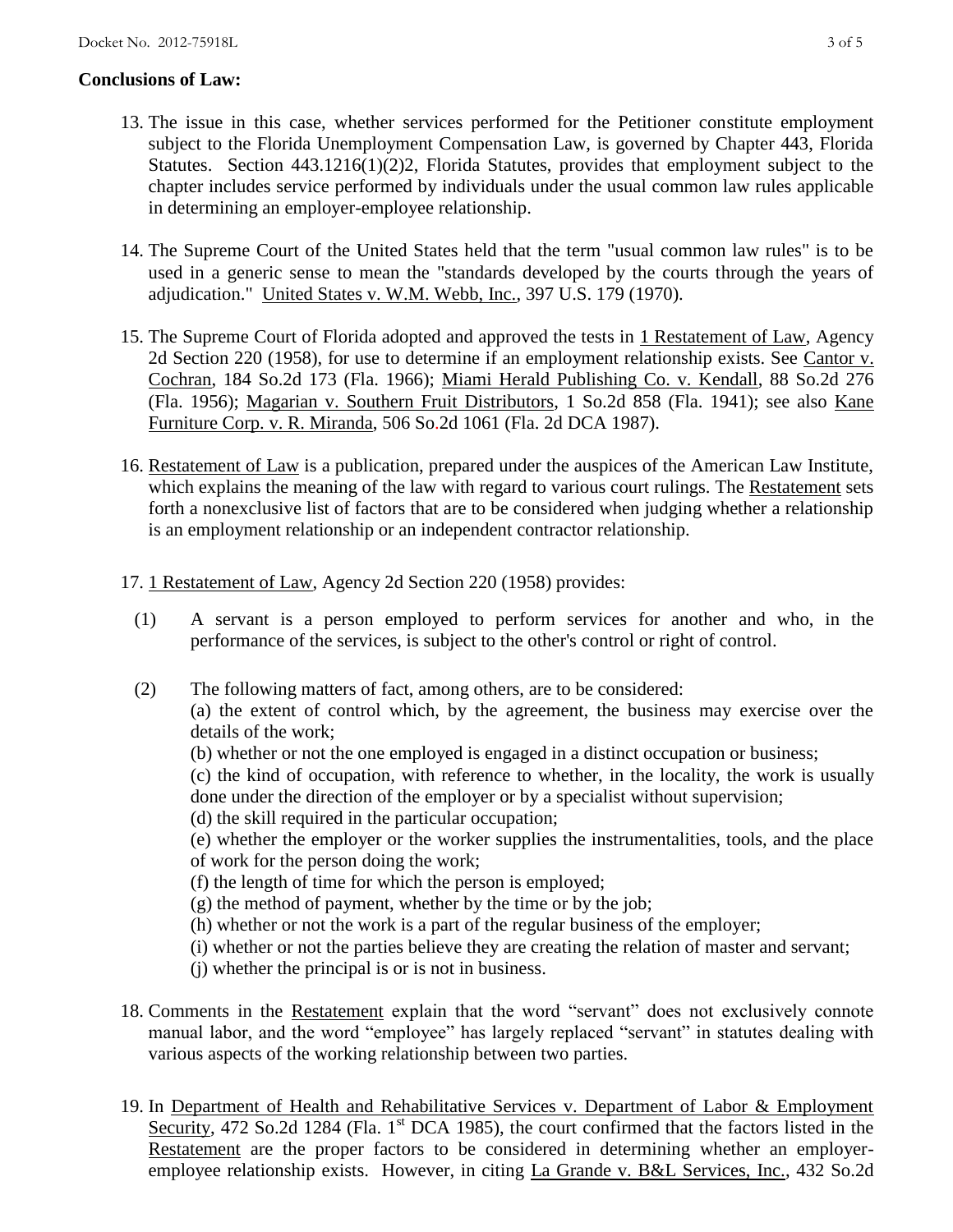**Conclusions of Law:**

13. The issue in this case, whether services performed for the Petitioner constitute employment subject to the Florida Unemployment Compensation Law, is governed by Chapter 443, Florida Statutes. Section 443.1216(1)(2)2, Florida Statutes, provides that employment subject to the chapter includes service performed by individuals under the usual common law rules applicable in determining an employer-employee relationship.

14. The Supreme Court of the United States held that the term "usual common law rules" is to be used in a generic sense to mean the "standards developed by the courts through the years of adjudication." United States v. W.M. Webb, Inc., 397 U.S. 179 (1970).

15. The Supreme Court of Florida adopted and approved the tests in 1 Restatement of Law, Agency 2d Section 220 (1958), for use to determine if an employment relationship exists. See Cantor v. Cochran, 184 So.2d 173 (Fla. 1966); Miami Herald Publishing Co. v. Kendall, 88 So.2d 276 (Fla. 1956); Magarian v. Southern Fruit Distributors, 1 So.2d 858 (Fla. 1941); see also Kane Furniture Corp. v. R. Miranda, 506 So.2d 1061 (Fla. 2d DCA 1987).

16. Restatement of Law is a publication, prepared under the auspices of the American Law Institute, which explains the meaning of the law with regard to various court rulings. The Restatement sets forth a nonexclusive list of factors that are to be considered when judging whether a relationship is an employment relationship or an independent contractor relationship.

17. 1 Restatement of Law, Agency 2d Section 220 (1958) provides:

    (1) A servant is a person employed to perform services for another and who, in the performance of the services, is subject to the other's control or right of control.

    (2) The following matters of fact, among others, are to be considered:
    (a) the extent of control which, by the agreement, the business may exercise over the details of the work;
    (b) whether or not the one employed is engaged in a distinct occupation or business;
    (c) the kind of occupation, with reference to whether, in the locality, the work is usually done under the direction of the employer or by a specialist without supervision;
    (d) the skill required in the particular occupation;
    (e) whether the employer or the worker supplies the instrumentalities, tools, and the place of work for the person doing the work;
    (f) the length of time for which the person is employed;
    (g) the method of payment, whether by the time or by the job;
    (h) whether or not the work is a part of the regular business of the employer;
    (i) whether or not the parties believe they are creating the relation of master and servant;
    (j) whether the principal is or is not in business.

18. Comments in the Restatement explain that the word "servant" does not exclusively connote manual labor, and the word "employee" has largely replaced "servant" in statutes dealing with various aspects of the working relationship between two parties.

19. In Department of Health and Rehabilitative Services v. Department of Labor & Employment Security, 472 So.2d 1284 (Fla. 1st DCA 1985), the court confirmed that the factors listed in the Restatement are the proper factors to be considered in determining whether an employer-employee relationship exists. However, in citing La Grande v. B&L Services, Inc., 432 So.2d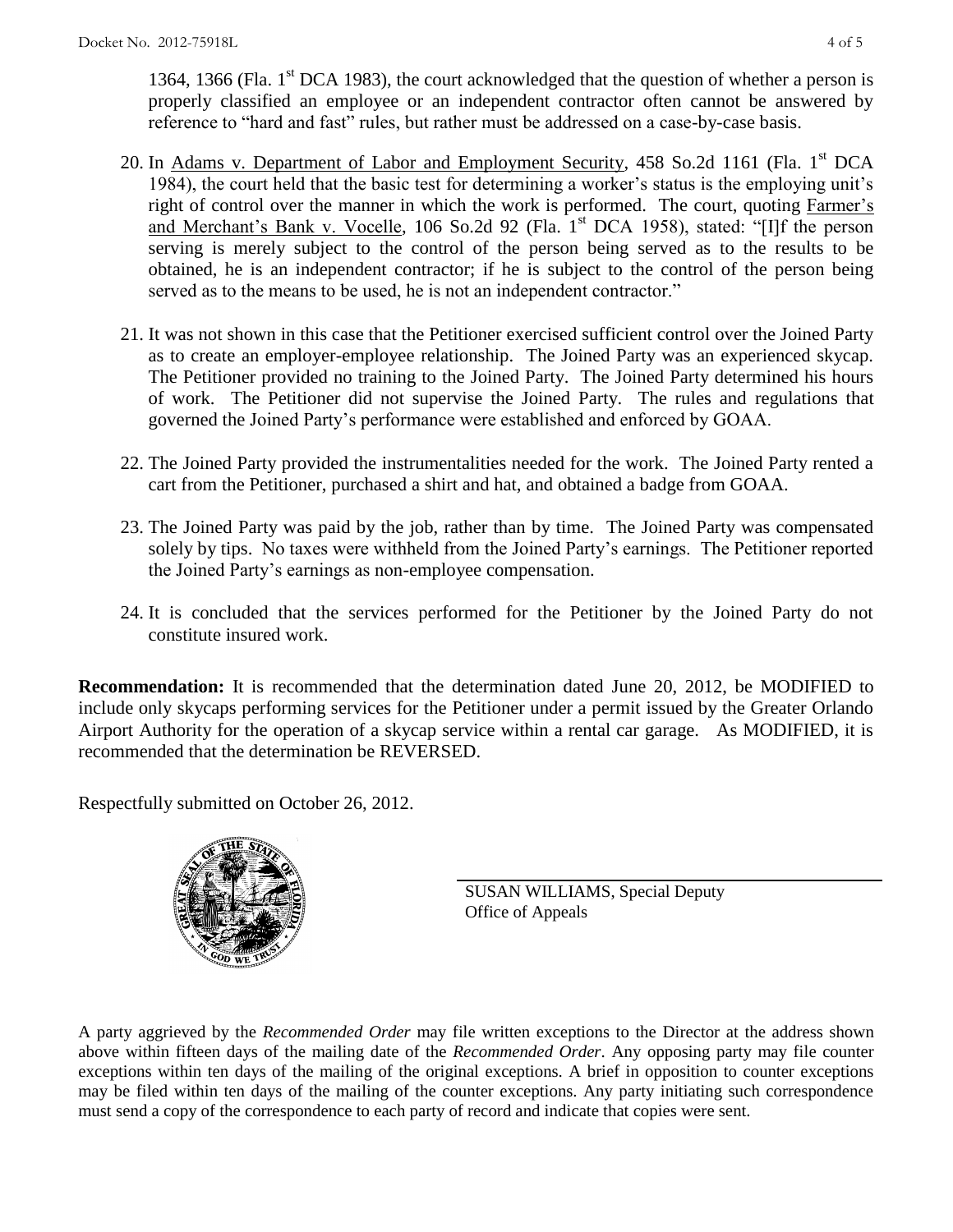1364, 1366 (Fla. 1st DCA 1983), the court acknowledged that the question of whether a person is properly classified an employee or an independent contractor often cannot be answered by reference to "hard and fast" rules, but rather must be addressed on a case-by-case basis.

20. In Adams v. Department of Labor and Employment Security, 458 So.2d 1161 (Fla. 1st DCA 1984), the court held that the basic test for determining a worker's status is the employing unit's right of control over the manner in which the work is performed. The court, quoting Farmer's and Merchant's Bank v. Vocelle, 106 So.2d 92 (Fla. 1st DCA 1958), stated: "[I]f the person serving is merely subject to the control of the person being served as to the results to be obtained, he is an independent contractor; if he is subject to the control of the person being served as to the means to be used, he is not an independent contractor."

21. It was not shown in this case that the Petitioner exercised sufficient control over the Joined Party as to create an employer-employee relationship. The Joined Party was an experienced skycap. The Petitioner provided no training to the Joined Party. The Joined Party determined his hours of work. The Petitioner did not supervise the Joined Party. The rules and regulations that governed the Joined Party's performance were established and enforced by GOAA.

22. The Joined Party provided the instrumentalities needed for the work. The Joined Party rented a cart from the Petitioner, purchased a shirt and hat, and obtained a badge from GOAA.

23. The Joined Party was paid by the job, rather than by time. The Joined Party was compensated solely by tips. No taxes were withheld from the Joined Party's earnings. The Petitioner reported the Joined Party's earnings as non-employee compensation.

24. It is concluded that the services performed for the Petitioner by the Joined Party do not constitute insured work.

**Recommendation:** It is recommended that the determination dated June 20, 2012, be MODIFIED to include only skycaps performing services for the Petitioner under a permit issued by the Greater Orlando Airport Authority for the operation of a skycap service within a rental car garage. As MODIFIED, it is recommended that the determination be REVERSED.

Respectfully submitted on October 26, 2012.

SUSAN WILLIAMS, Special Deputy
Office of Appeals

A party aggrieved by the *Recommended Order* may file written exceptions to the Director at the address shown above within fifteen days of the mailing date of the *Recommended Order*. Any opposing party may file counter exceptions within ten days of the mailing of the original exceptions. A brief in opposition to counter exceptions may be filed within ten days of the mailing of the counter exceptions. Any party initiating such correspondence must send a copy of the correspondence to each party of record and indicate that copies were sent.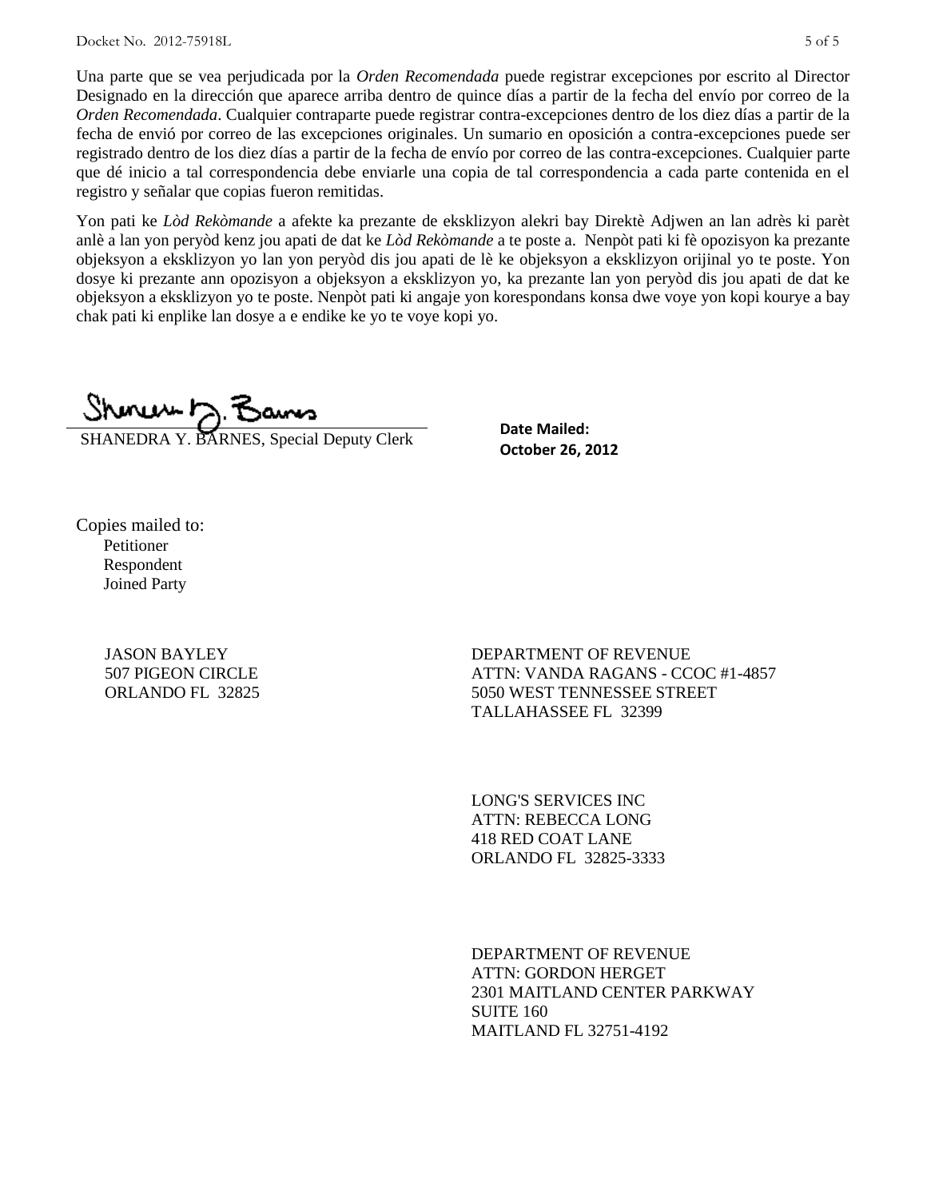Una parte que se vea perjudicada por la *Orden Recomendada* puede registrar excepciones por escrito al Director Designado en la dirección que aparece arriba dentro de quince días a partir de la fecha del envío por correo de la *Orden Recomendada*. Cualquier contraparte puede registrar contra-excepciones dentro de los diez días a partir de la fecha de envió por correo de las excepciones originales. Un sumario en oposición a contra-excepciones puede ser registrado dentro de los diez días a partir de la fecha de envío por correo de las contra-excepciones. Cualquier parte que dé inicio a tal correspondencia debe enviarle una copia de tal correspondencia a cada parte contenida en el registro y señalar que copias fueron remitidas.

Yon pati ke *Lòd Rekòmande* a afekte ka prezante de eksklizyon alekri bay Direktè Adjwen an lan adrès ki parèt anlè a lan yon peryòd kenz jou apati de dat ke *Lòd Rekòmande* a te poste a. Nenpòt pati ki fè opozisyon ka prezante objeksyon a eksklizyon yo lan yon peryòd dis jou apati de lè ke objeksyon a eksklizyon orijinal yo te poste. Yon dosye ki prezante ann opozisyon a objeksyon a eksklizyon yo, ka prezante lan yon peryòd dis jou apati de dat ke objeksyon a eksklizyon yo te poste. Nenpòt pati ki angaje yon korespondans konsa dwe voye yon kopi kourye a bay chak pati ki enplike lan dosye a e endike ke yo te voye kopi yo.

SHANEDRA Y. BARNES, Special Deputy Clerk

**Date Mailed:**
**October 26, 2012**

Copies mailed to:
Petitioner
Respondent
Joined Party

JASON BAYLEY
507 PIGEON CIRCLE
ORLANDO FL 32825

DEPARTMENT OF REVENUE
ATTN: VANDA RAGANS - CCOC #1-4857
5050 WEST TENNESSEE STREET
TALLAHASSEE FL 32399

LONG'S SERVICES INC
ATTN: REBECCA LONG
418 RED COAT LANE
ORLANDO FL 32825-3333

DEPARTMENT OF REVENUE
ATTN: GORDON HERGET
2301 MAITLAND CENTER PARKWAY
SUITE 160
MAITLAND FL 32751-4192